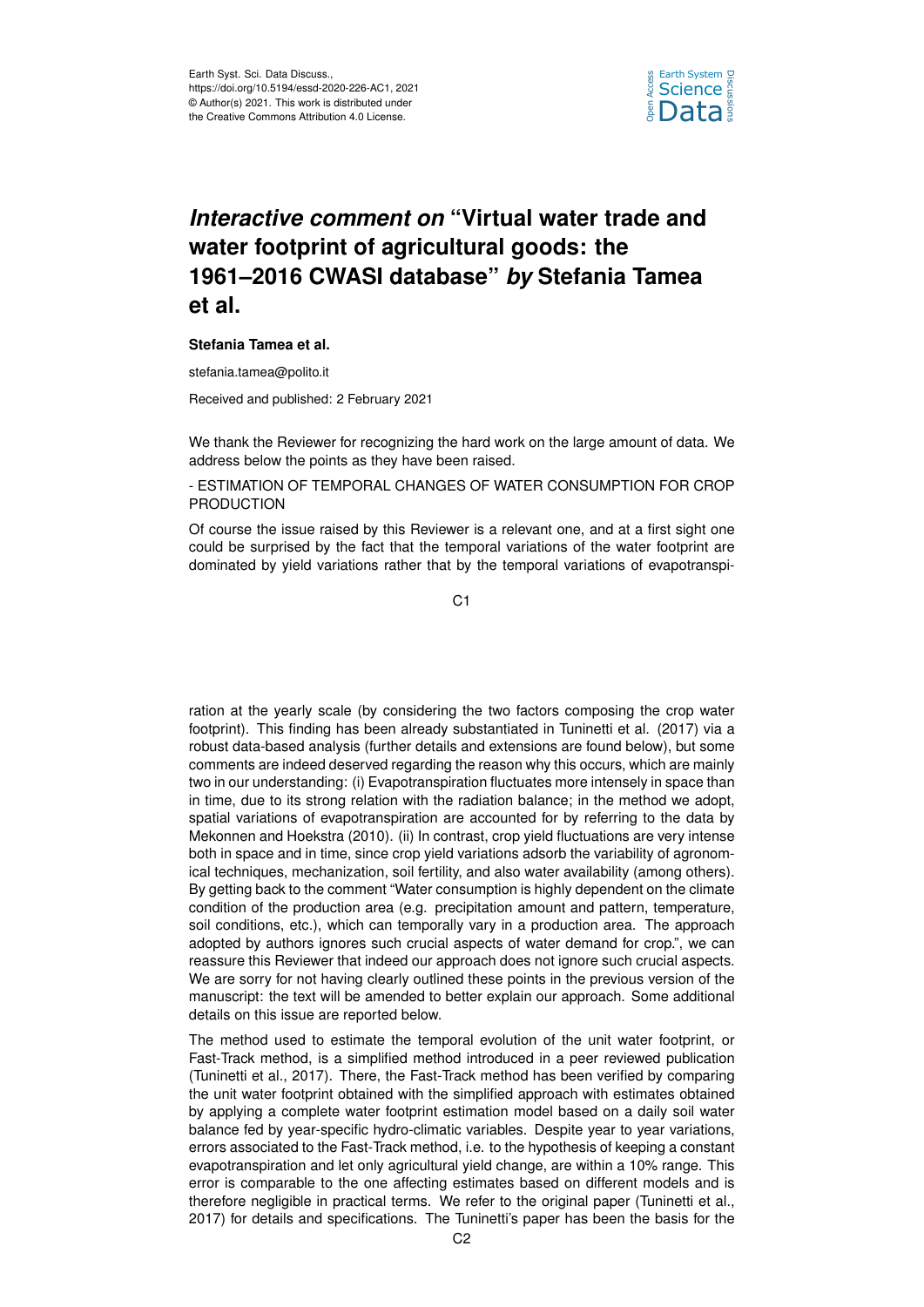Earth Syst. Sci. Data Discuss.,
https://doi.org/10.5194/essd-2020-226-AC1, 2021
© Author(s) 2021. This work is distributed under
the Creative Commons Attribution 4.0 License.

# *Interactive comment on* "Virtual water trade and water footprint of agricultural goods: the 1961–2016 CWASI database" *by* Stefania Tamea et al.

**Stefania Tamea et al.**

stefania.tamea@polito.it

Received and published: 2 February 2021

We thank the Reviewer for recognizing the hard work on the large amount of data. We address below the points as they have been raised.

- ESTIMATION OF TEMPORAL CHANGES OF WATER CONSUMPTION FOR CROP PRODUCTION

Of course the issue raised by this Reviewer is a relevant one, and at a first sight one could be surprised by the fact that the temporal variations of the water footprint are dominated by yield variations rather that by the temporal variations of evapotranspiration at the yearly scale (by considering the two factors composing the crop water footprint). This finding has been already substantiated in Tuninetti et al. (2017) via a robust data-based analysis (further details and extensions are found below), but some comments are indeed deserved regarding the reason why this occurs, which are mainly two in our understanding: (i) Evapotranspiration fluctuates more intensely in space than in time, due to its strong relation with the radiation balance; in the method we adopt, spatial variations of evapotranspiration are accounted for by referring to the data by Mekonnen and Hoekstra (2010). (ii) In contrast, crop yield fluctuations are very intense both in space and in time, since crop yield variations adsorb the variability of agronomical techniques, mechanization, soil fertility, and also water availability (among others). By getting back to the comment "Water consumption is highly dependent on the climate condition of the production area (e.g. precipitation amount and pattern, temperature, soil conditions, etc.), which can temporally vary in a production area. The approach adopted by authors ignores such crucial aspects of water demand for crop.", we can reassure this Reviewer that indeed our approach does not ignore such crucial aspects. We are sorry for not having clearly outlined these points in the previous version of the manuscript: the text will be amended to better explain our approach. Some additional details on this issue are reported below.

The method used to estimate the temporal evolution of the unit water footprint, or Fast-Track method, is a simplified method introduced in a peer reviewed publication (Tuninetti et al., 2017). There, the Fast-Track method has been verified by comparing the unit water footprint obtained with the simplified approach with estimates obtained by applying a complete water footprint estimation model based on a daily soil water balance fed by year-specific hydro-climatic variables. Despite year to year variations, errors associated to the Fast-Track method, i.e. to the hypothesis of keeping a constant evapotranspiration and let only agricultural yield change, are within a 10% range. This error is comparable to the one affecting estimates based on different models and is therefore negligible in practical terms. We refer to the original paper (Tuninetti et al., 2017) for details and specifications. The Tuninetti's paper has been the basis for the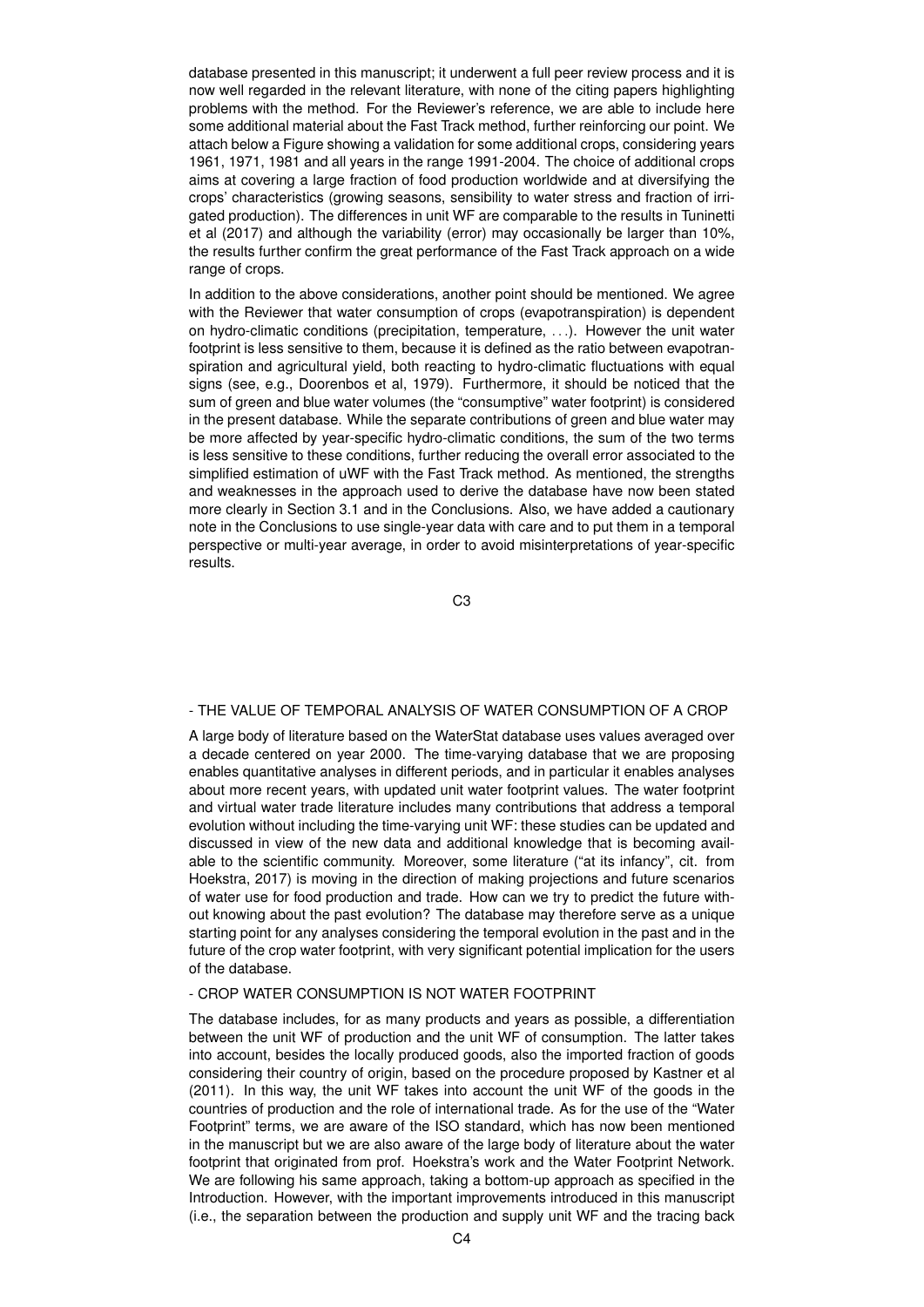database presented in this manuscript; it underwent a full peer review process and it is now well regarded in the relevant literature, with none of the citing papers highlighting problems with the method. For the Reviewer's reference, we are able to include here some additional material about the Fast Track method, further reinforcing our point. We attach below a Figure showing a validation for some additional crops, considering years 1961, 1971, 1981 and all years in the range 1991-2004. The choice of additional crops aims at covering a large fraction of food production worldwide and at diversifying the crops' characteristics (growing seasons, sensibility to water stress and fraction of irrigated production). The differences in unit WF are comparable to the results in Tuninetti et al (2017) and although the variability (error) may occasionally be larger than 10%, the results further confirm the great performance of the Fast Track approach on a wide range of crops.

In addition to the above considerations, another point should be mentioned. We agree with the Reviewer that water consumption of crops (evapotranspiration) is dependent on hydro-climatic conditions (precipitation, temperature, ...). However the unit water footprint is less sensitive to them, because it is defined as the ratio between evapotranspiration and agricultural yield, both reacting to hydro-climatic fluctuations with equal signs (see, e.g., Doorenbos et al, 1979). Furthermore, it should be noticed that the sum of green and blue water volumes (the "consumptive" water footprint) is considered in the present database. While the separate contributions of green and blue water may be more affected by year-specific hydro-climatic conditions, the sum of the two terms is less sensitive to these conditions, further reducing the overall error associated to the simplified estimation of uWF with the Fast Track method. As mentioned, the strengths and weaknesses in the approach used to derive the database have now been stated more clearly in Section 3.1 and in the Conclusions. Also, we have added a cautionary note in the Conclusions to use single-year data with care and to put them in a temporal perspective or multi-year average, in order to avoid misinterpretations of year-specific results.

- THE VALUE OF TEMPORAL ANALYSIS OF WATER CONSUMPTION OF A CROP

A large body of literature based on the WaterStat database uses values averaged over a decade centered on year 2000. The time-varying database that we are proposing enables quantitative analyses in different periods, and in particular it enables analyses about more recent years, with updated unit water footprint values. The water footprint and virtual water trade literature includes many contributions that address a temporal evolution without including the time-varying unit WF: these studies can be updated and discussed in view of the new data and additional knowledge that is becoming available to the scientific community. Moreover, some literature ("at its infancy", cit. from Hoekstra, 2017) is moving in the direction of making projections and future scenarios of water use for food production and trade. How can we try to predict the future without knowing about the past evolution? The database may therefore serve as a unique starting point for any analyses considering the temporal evolution in the past and in the future of the crop water footprint, with very significant potential implication for the users of the database.

- CROP WATER CONSUMPTION IS NOT WATER FOOTPRINT

The database includes, for as many products and years as possible, a differentiation between the unit WF of production and the unit WF of consumption. The latter takes into account, besides the locally produced goods, also the imported fraction of goods considering their country of origin, based on the procedure proposed by Kastner et al (2011). In this way, the unit WF takes into account the unit WF of the goods in the countries of production and the role of international trade. As for the use of the "Water Footprint" terms, we are aware of the ISO standard, which has now been mentioned in the manuscript but we are also aware of the large body of literature about the water footprint that originated from prof. Hoekstra's work and the Water Footprint Network. We are following his same approach, taking a bottom-up approach as specified in the Introduction. However, with the important improvements introduced in this manuscript (i.e., the separation between the production and supply unit WF and the tracing back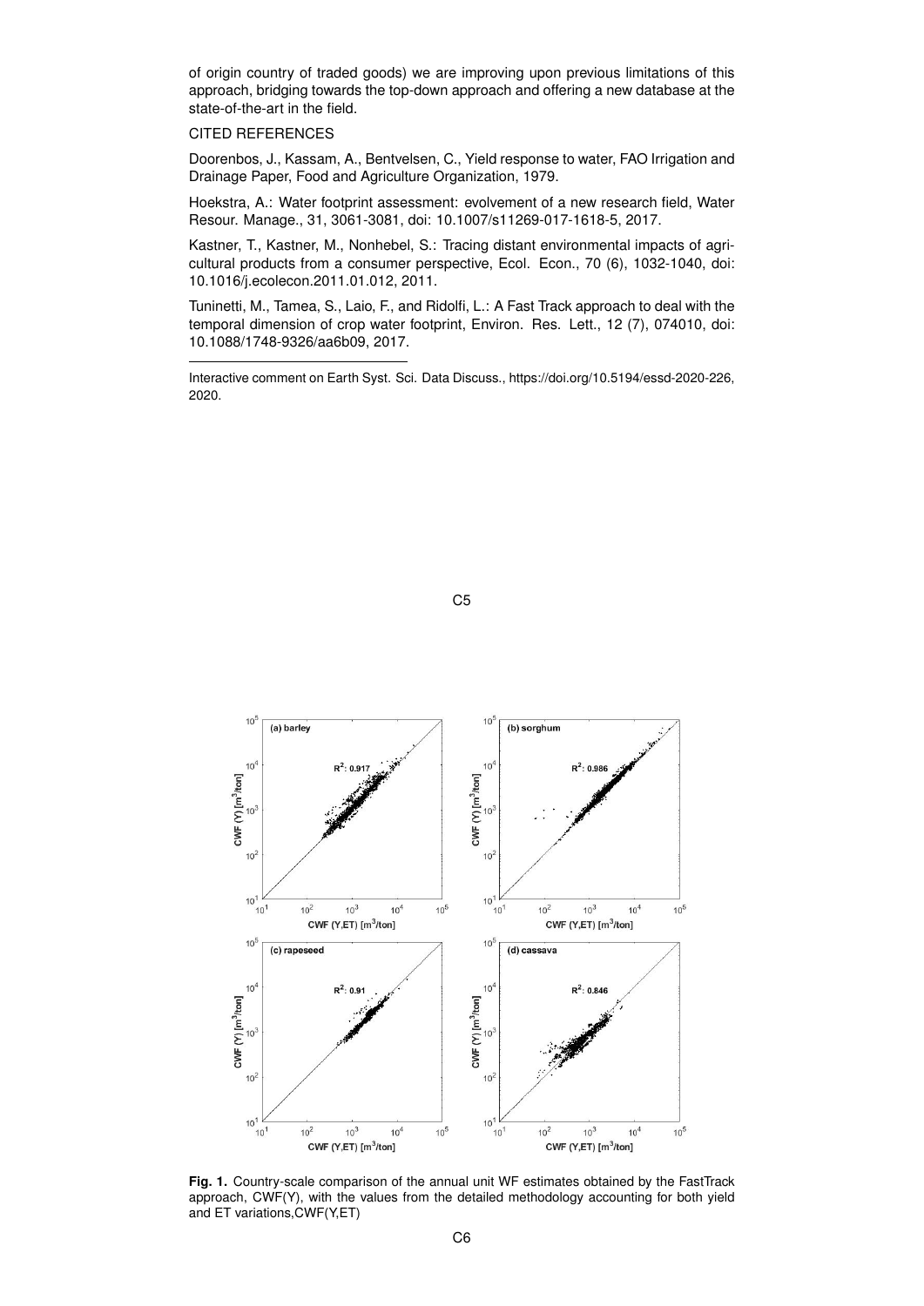of origin country of traded goods) we are improving upon previous limitations of this approach, bridging towards the top-down approach and offering a new database at the state-of-the-art in the field.

CITED REFERENCES

Doorenbos, J., Kassam, A., Bentvelsen, C., Yield response to water, FAO Irrigation and Drainage Paper, Food and Agriculture Organization, 1979.

Hoekstra, A.: Water footprint assessment: evolvement of a new research field, Water Resour. Manage., 31, 3061-3081, doi: 10.1007/s11269-017-1618-5, 2017.

Kastner, T., Kastner, M., Nonhebel, S.: Tracing distant environmental impacts of agricultural products from a consumer perspective, Ecol. Econ., 70 (6), 1032-1040, doi: 10.1016/j.ecolecon.2011.01.012, 2011.

Tuninetti, M., Tamea, S., Laio, F., and Ridolfi, L.: A Fast Track approach to deal with the temporal dimension of crop water footprint, Environ. Res. Lett., 12 (7), 074010, doi: 10.1088/1748-9326/aa6b09, 2017.

---

Interactive comment on Earth Syst. Sci. Data Discuss., https://doi.org/10.5194/essd-2020-226, 2020.

(a) barley

$R^2$: 0.917

(b) sorghum

$R^2$: 0.986

(c) rapeseed

$R^2$: 0.91

(d) cassava

$R^2$: 0.846

CWF (Y) [$m^3$/ton]

CWF (Y,ET) [$m^3$/ton]

$10^1$ $10^2$ $10^3$ $10^4$ $10^5$

**Fig. 1.** Country-scale comparison of the annual unit WF estimates obtained by the FastTrack approach, CWF(Y), with the values from the detailed methodology accounting for both yield and ET variations,CWF(Y,ET)